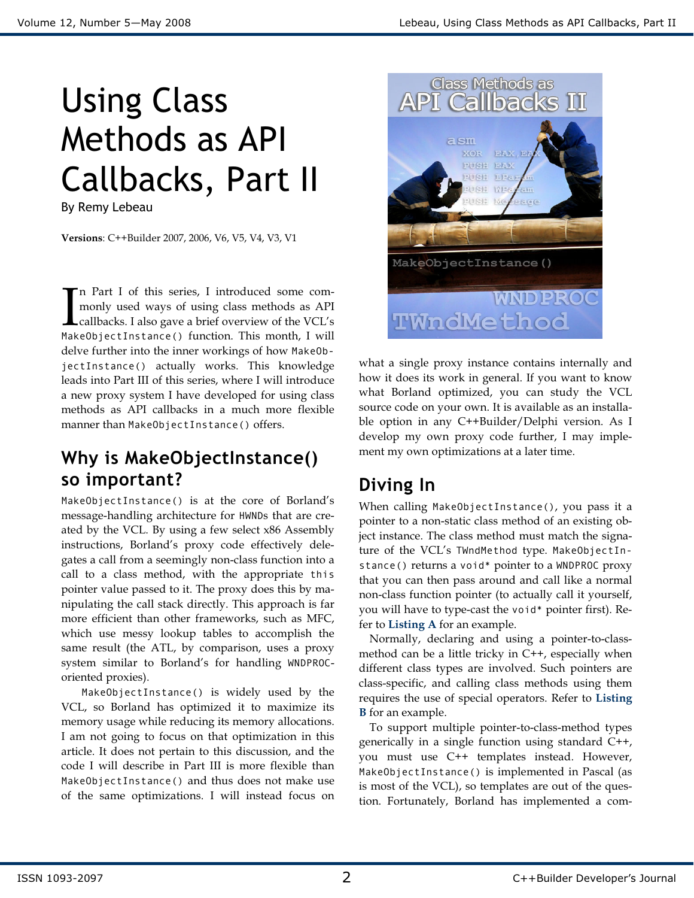# Using Class Methods as API Callbacks, Part II

By Remy Lebeau

**Versions**: C++Builder 2007, 2006, V6, V5, V4, V3, V1

In Part I of this series, I introduced some commonly used ways of using class methods as API callbacks. I also gave a brief overview of the VCL's `MakeObjectInstance()` function. This month, I will delve further into the inner workings of how `MakeObjectInstance()` actually works. This knowledge leads into Part III of this series, where I will introduce a new proxy system I have developed for using class methods as API callbacks in a much more flexible manner than `MakeObjectInstance()` offers.

## Why is MakeObjectInstance() so important?

`MakeObjectInstance()` is at the core of Borland's message-handling architecture for `HWND`s that are created by the VCL. By using a few select x86 Assembly instructions, Borland's proxy code effectively delegates a call from a seemingly non-class function into a call to a class method, with the appropriate `this` pointer value passed to it. The proxy does this by manipulating the call stack directly. This approach is far more efficient than other frameworks, such as MFC, which use messy lookup tables to accomplish the same result (the ATL, by comparison, uses a proxy system similar to Borland's for handling `WNDPROC`-oriented proxies).

`MakeObjectInstance()` is widely used by the VCL, so Borland has optimized it to maximize its memory usage while reducing its memory allocations. I am not going to focus on that optimization in this article. It does not pertain to this discussion, and the code I will describe in Part III is more flexible than `MakeObjectInstance()` and thus does not make use of the same optimizations. I will instead focus on what a single proxy instance contains internally and how it does its work in general. If you want to know what Borland optimized, you can study the VCL source code on your own. It is available as an installable option in any C++Builder/Delphi version. As I develop my own proxy code further, I may implement my own optimizations at a later time.

## Diving In

When calling `MakeObjectInstance()`, you pass it a pointer to a non-static class method of an existing object instance. The class method must match the signature of the VCL's `TWndMethod` type. `MakeObjectInstance()` returns a `void*` pointer to a `WNDPROC` proxy that you can then pass around and call like a normal non-class function pointer (to actually call it yourself, you will have to type-cast the `void*` pointer first). Refer to **Listing A** for an example.

Normally, declaring and using a pointer-to-class-method can be a little tricky in C++, especially when different class types are involved. Such pointers are class-specific, and calling class methods using them requires the use of special operators. Refer to **Listing B** for an example.

To support multiple pointer-to-class-method types generically in a single function using standard C++, you must use C++ templates instead. However, `MakeObjectInstance()` is implemented in Pascal (as is most of the VCL), so templates are out of the question. Fortunately, Borland has implemented a com-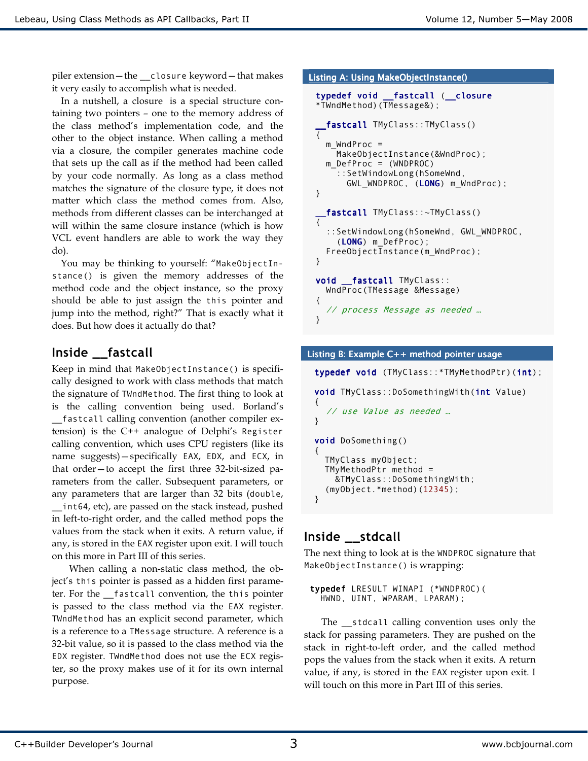piler extension—the `__closure` keyword—that makes it very easily to accomplish what is needed.

In a nutshell, a closure is a special structure containing two pointers – one to the memory address of the class method's implementation code, and the other to the object instance. When calling a method via a closure, the compiler generates machine code that sets up the call as if the method had been called by your code normally. As long as a class method matches the signature of the closure type, it does not matter which class the method comes from. Also, methods from different classes can be interchanged at will within the same closure instance (which is how VCL event handlers are able to work the way they do).

You may be thinking to yourself: "`MakeObjectInstance()` is given the memory addresses of the method code and the object instance, so the proxy should be able to just assign the `this` pointer and jump into the method, right?" That is exactly what it does. But how does it actually do that?

## Inside __fastcall

Keep in mind that `MakeObjectInstance()` is specifically designed to work with class methods that match the signature of `TWndMethod`. The first thing to look at is the calling convention being used. Borland's `__fastcall` calling convention (another compiler extension) is the C++ analogue of Delphi's `Register` calling convention, which uses CPU registers (like its name suggests)—specifically `EAX`, `EDX`, and `ECX`, in that order—to accept the first three 32-bit-sized parameters from the caller. Subsequent parameters, or any parameters that are larger than 32 bits (`double`, `__int64`, etc), are passed on the stack instead, pushed in left-to-right order, and the called method pops the values from the stack when it exits. A return value, if any, is stored in the `EAX` register upon exit. I will touch on this more in Part III of this series.

When calling a non-static class method, the object's `this` pointer is passed as a hidden first parameter. For the `__fastcall` convention, the `this` pointer is passed to the class method via the `EAX` register. `TWndMethod` has an explicit second parameter, which is a reference to a `TMessage` structure. A reference is a 32-bit value, so it is passed to the class method via the `EDX` register. `TWndMethod` does not use the `ECX` register, so the proxy makes use of it for its own internal purpose.

**Listing A: Using MakeObjectInstance()**

```
typedef void __fastcall (__closure
*TWndMethod)(TMessage&);

__fastcall TMyClass::TMyClass()
{
  m_WndProc =
    MakeObjectInstance(&WndProc);
  m_DefProc = (WNDPROC)
    ::SetWindowLong(hSomeWnd,
      GWL_WNDPROC, (LONG) m_WndProc);
}

__fastcall TMyClass::~TMyClass()
{
  ::SetWindowLong(hSomeWnd, GWL_WNDPROC,
    (LONG) m_DefProc);
  FreeObjectInstance(m_WndProc);
}

void __fastcall TMyClass::
  WndProc(TMessage &Message)
{
  // process Message as needed …
}
```

**Listing B: Example C++ method pointer usage**

```
typedef void (TMyClass::*TMyMethodPtr)(int);

void TMyClass::DoSomethingWith(int Value)
{
  // use Value as needed …
}

void DoSomething()
{
  TMyClass myObject;
  TMyMethodPtr method =
    &TMyClass::DoSomethingWith;
  (myObject.*method)(12345);
}
```

## Inside __stdcall

The next thing to look at is the `WNDPROC` signature that `MakeObjectInstance()` is wrapping:

```
typedef LRESULT WINAPI (*WNDPROC)(
  HWND, UINT, WPARAM, LPARAM);
```

The `__stdcall` calling convention uses only the stack for passing parameters. They are pushed on the stack in right-to-left order, and the called method pops the values from the stack when it exits. A return value, if any, is stored in the `EAX` register upon exit. I will touch on this more in Part III of this series.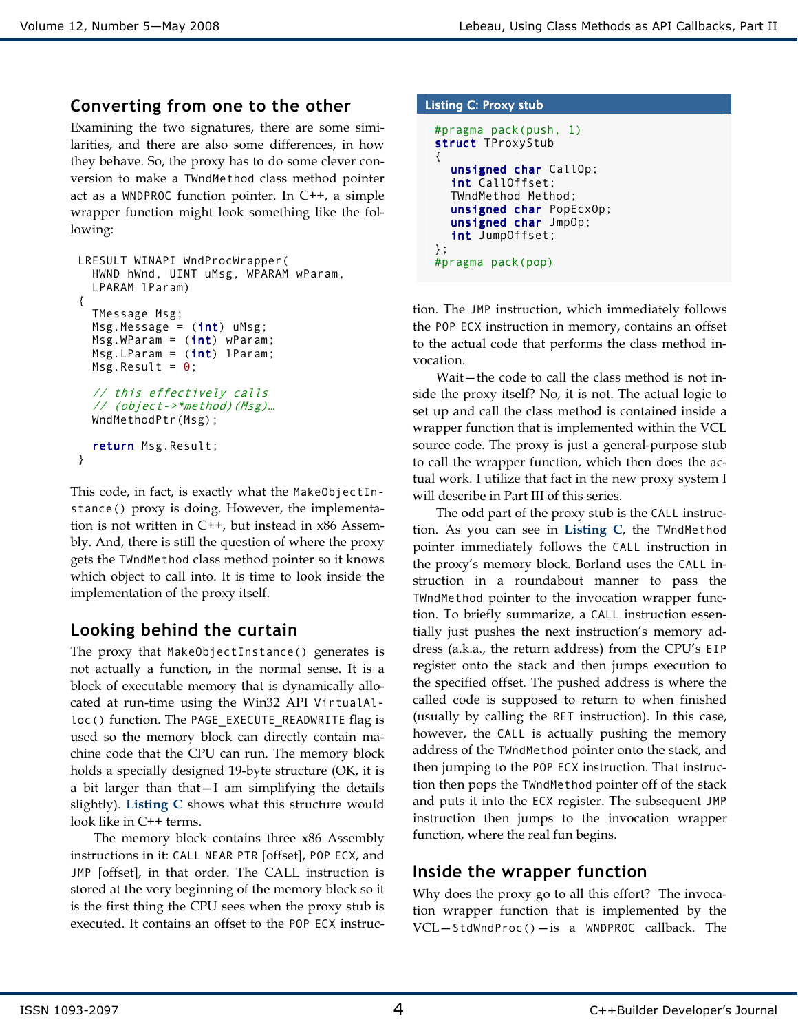## Converting from one to the other

Examining the two signatures, there are some similarities, and there are also some differences, in how they behave. So, the proxy has to do some clever conversion to make a `TWndMethod` class method pointer act as a `WNDPROC` function pointer. In C++, a simple wrapper function might look something like the following:

```
LRESULT WINAPI WndProcWrapper(
  HWND hWnd, UINT uMsg, WPARAM wParam,
  LPARAM lParam)
{
  TMessage Msg;
  Msg.Message = (int) uMsg;
  Msg.WParam = (int) wParam;
  Msg.LParam = (int) lParam;
  Msg.Result = 0;

  // this effectively calls
  // (object->*method)(Msg)…
  WndMethodPtr(Msg);

  return Msg.Result;
}
```

This code, in fact, is exactly what the `MakeObjectInstance()` proxy is doing. However, the implementation is not written in C++, but instead in x86 Assembly. And, there is still the question of where the proxy gets the `TWndMethod` class method pointer so it knows which object to call into. It is time to look inside the implementation of the proxy itself.

## Looking behind the curtain

The proxy that `MakeObjectInstance()` generates is not actually a function, in the normal sense. It is a block of executable memory that is dynamically allocated at run-time using the Win32 API `VirtualAlloc()` function. The `PAGE_EXECUTE_READWRITE` flag is used so the memory block can directly contain machine code that the CPU can run. The memory block holds a specially designed 19-byte structure (OK, it is a bit larger than that—I am simplifying the details slightly). **Listing C** shows what this structure would look like in C++ terms.

The memory block contains three x86 Assembly instructions in it: `CALL NEAR PTR` [offset], `POP ECX`, and `JMP` [offset], in that order. The CALL instruction is stored at the very beginning of the memory block so it is the first thing the CPU sees when the proxy stub is executed. It contains an offset to the `POP ECX` instruction. The `JMP` instruction, which immediately follows the `POP ECX` instruction in memory, contains an offset to the actual code that performs the class method invocation.

**Listing C: Proxy stub**

```
#pragma pack(push, 1)
struct TProxyStub
{
  unsigned char CallOp;
  int CallOffset;
  TWndMethod Method;
  unsigned char PopEcxOp;
  unsigned char JmpOp;
  int JumpOffset;
};
#pragma pack(pop)
```

Wait—the code to call the class method is not inside the proxy itself? No, it is not. The actual logic to set up and call the class method is contained inside a wrapper function that is implemented within the VCL source code. The proxy is just a general-purpose stub to call the wrapper function, which then does the actual work. I utilize that fact in the new proxy system I will describe in Part III of this series.

The odd part of the proxy stub is the `CALL` instruction. As you can see in **Listing C**, the `TWndMethod` pointer immediately follows the `CALL` instruction in the proxy's memory block. Borland uses the `CALL` instruction in a roundabout manner to pass the `TWndMethod` pointer to the invocation wrapper function. To briefly summarize, a `CALL` instruction essentially just pushes the next instruction's memory address (a.k.a., the return address) from the CPU's `EIP` register onto the stack and then jumps execution to the specified offset. The pushed address is where the called code is supposed to return to when finished (usually by calling the `RET` instruction). In this case, however, the `CALL` is actually pushing the memory address of the `TWndMethod` pointer onto the stack, and then jumping to the `POP ECX` instruction. That instruction then pops the `TWndMethod` pointer off of the stack and puts it into the `ECX` register. The subsequent `JMP` instruction then jumps to the invocation wrapper function, where the real fun begins.

## Inside the wrapper function

Why does the proxy go to all this effort? The invocation wrapper function that is implemented by the VCL—`StdWndProc()`—is a `WNDPROC` callback. The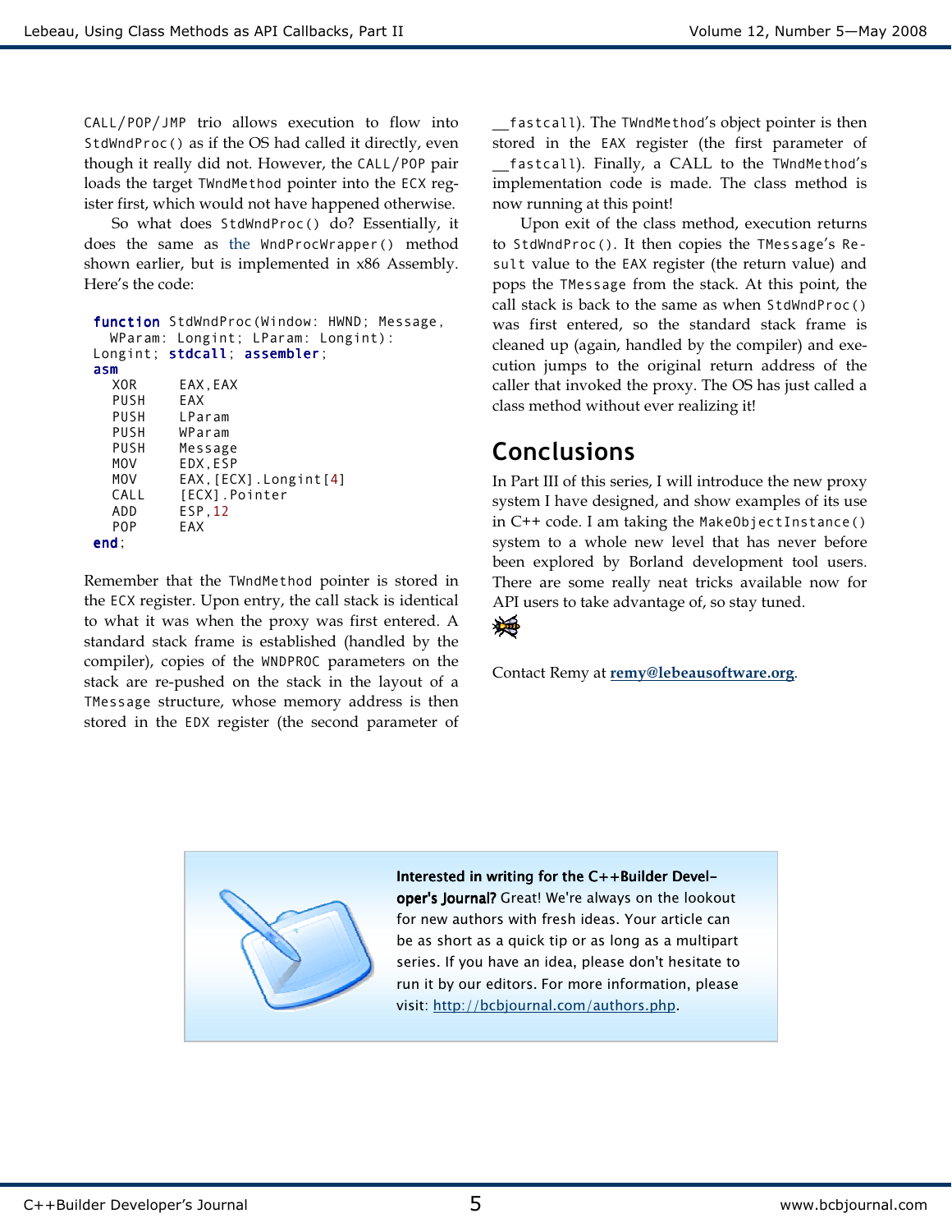CALL/POP/JMP trio allows execution to flow into StdWndProc() as if the OS had called it directly, even though it really did not. However, the CALL/POP pair loads the target TWndMethod pointer into the ECX register first, which would not have happened otherwise.

So what does StdWndProc() do? Essentially, it does the same as the WndProcWrapper() method shown earlier, but is implemented in x86 Assembly. Here's the code:

```
function StdWndProc(Window: HWND; Message,
  WParam: Longint; LParam: Longint):
Longint; stdcall; assembler;
asm
  XOR     EAX,EAX
  PUSH    EAX
  PUSH    LParam
  PUSH    WParam
  PUSH    Message
  MOV     EDX,ESP
  MOV     EAX,[ECX].Longint[4]
  CALL    [ECX].Pointer
  ADD     ESP,12
  POP     EAX
end;
```

Remember that the TWndMethod pointer is stored in the ECX register. Upon entry, the call stack is identical to what it was when the proxy was first entered. A standard stack frame is established (handled by the compiler), copies of the WNDPROC parameters on the stack are re-pushed on the stack in the layout of a TMessage structure, whose memory address is then stored in the EDX register (the second parameter of __fastcall). The TWndMethod's object pointer is then stored in the EAX register (the first parameter of __fastcall). Finally, a CALL to the TWndMethod's implementation code is made. The class method is now running at this point!

Upon exit of the class method, execution returns to StdWndProc(). It then copies the TMessage's Result value to the EAX register (the return value) and pops the TMessage from the stack. At this point, the call stack is back to the same as when StdWndProc() was first entered, so the standard stack frame is cleaned up (again, handled by the compiler) and execution jumps to the original return address of the caller that invoked the proxy. The OS has just called a class method without ever realizing it!

## Conclusions

In Part III of this series, I will introduce the new proxy system I have designed, and show examples of its use in C++ code. I am taking the MakeObjectInstance() system to a whole new level that has never before been explored by Borland development tool users. There are some really neat tricks available now for API users to take advantage of, so stay tuned.

Contact Remy at **remy@lebeausoftware.org**.

**Interested in writing for the C++Builder Developer's Journal?** Great! We're always on the lookout for new authors with fresh ideas. Your article can be as short as a quick tip or as long as a multipart series. If you have an idea, please don't hesitate to run it by our editors. For more information, please visit: http://bcbjournal.com/authors.php.